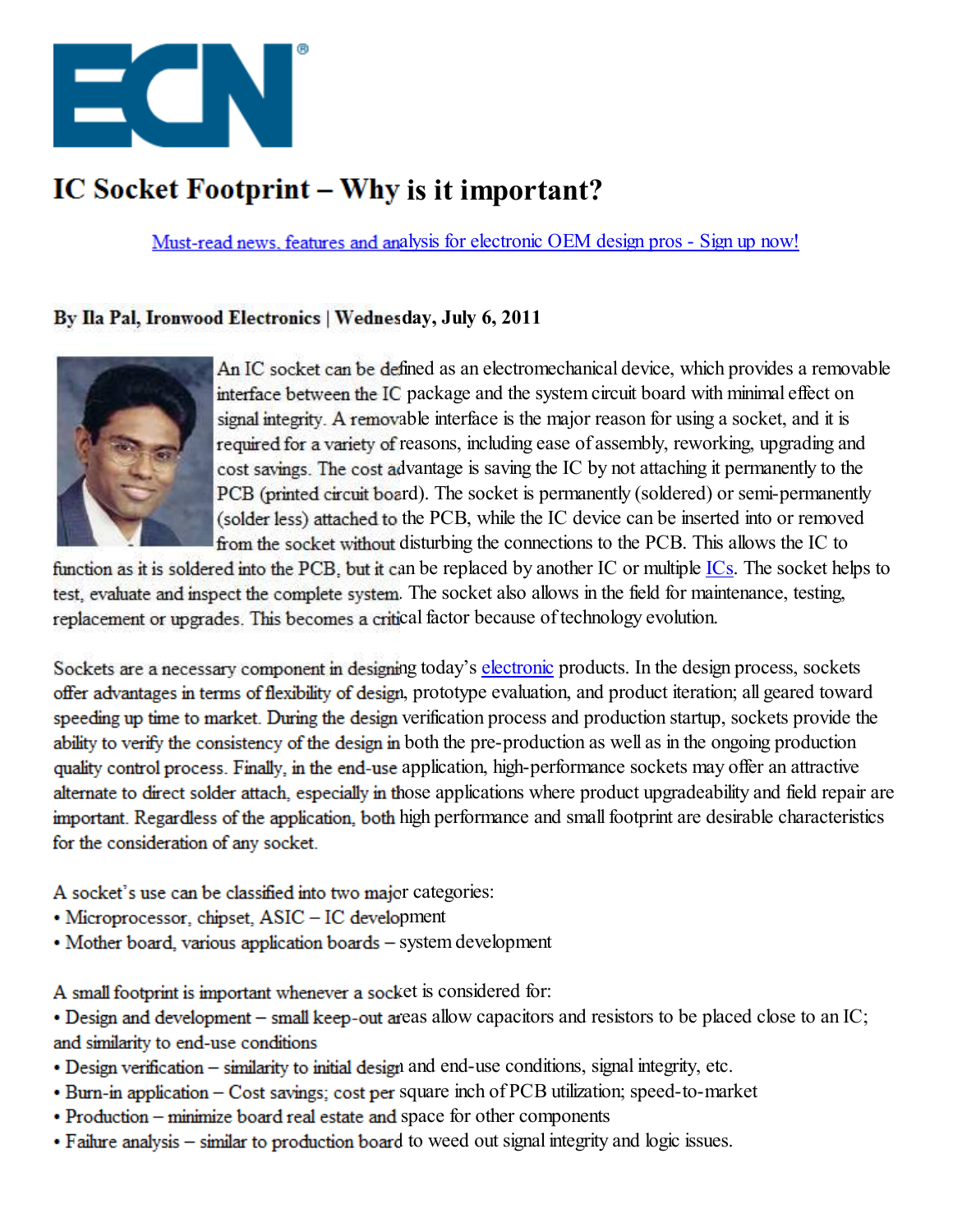ECN®

# IC Socket Footprint – Why is it important?

Must-read news, features and analysis for electronic OEM design pros - Sign up now!

**By Ila Pal, Ironwood Electronics | Wednesday, July 6, 2011**

An IC socket can be defined as an electromechanical device, which provides a removable interface between the IC package and the system circuit board with minimal effect on signal integrity. A removable interface is the major reason for using a socket, and it is required for a variety of reasons, including ease of assembly, reworking, upgrading and cost savings. The cost advantage is saving the IC by not attaching it permanently to the PCB (printed circuit board). The socket is permanently (soldered) or semi-permanently (solder less) attached to the PCB, while the IC device can be inserted into or removed from the socket without disturbing the connections to the PCB. This allows the IC to function as it is soldered into the PCB, but it can be replaced by another IC or multiple ICs. The socket helps to test, evaluate and inspect the complete system. The socket also allows in the field for maintenance, testing, replacement or upgrades. This becomes a critical factor because of technology evolution.

Sockets are a necessary component in designing today's electronic products. In the design process, sockets offer advantages in terms of flexibility of design, prototype evaluation, and product iteration; all geared toward speeding up time to market. During the design verification process and production startup, sockets provide the ability to verify the consistency of the design in both the pre-production as well as in the ongoing production quality control process. Finally, in the end-use application, high-performance sockets may offer an attractive alternate to direct solder attach, especially in those applications where product upgradeability and field repair are important. Regardless of the application, both high performance and small footprint are desirable characteristics for the consideration of any socket.

A socket's use can be classified into two major categories:

- Microprocessor, chipset, ASIC – IC development
- Mother board, various application boards – system development

A small footprint is important whenever a socket is considered for:

- Design and development – small keep-out areas allow capacitors and resistors to be placed close to an IC; and similarity to end-use conditions
- Design verification – similarity to initial design and end-use conditions, signal integrity, etc.
- Burn-in application – Cost savings; cost per square inch of PCB utilization; speed-to-market
- Production – minimize board real estate and space for other components
- Failure analysis – similar to production board to weed out signal integrity and logic issues.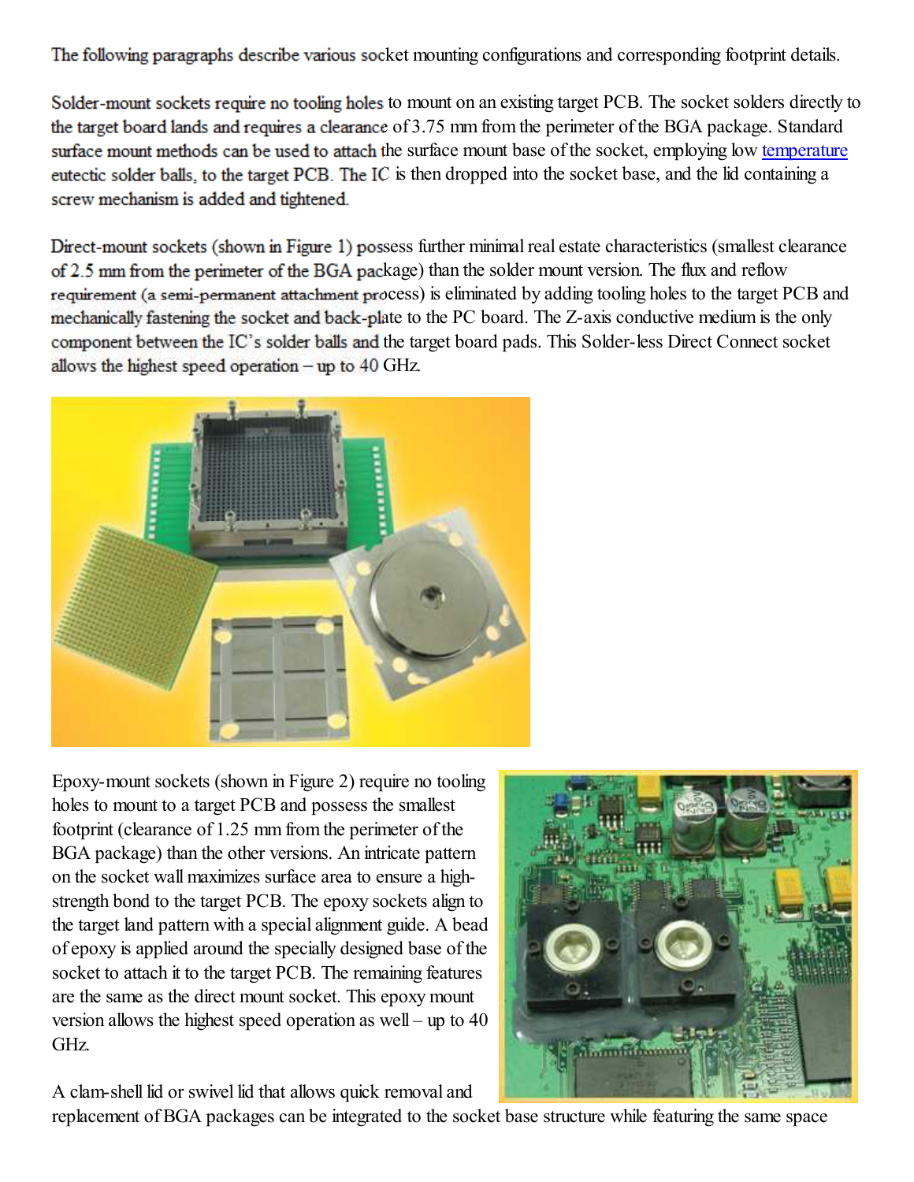The following paragraphs describe various socket mounting configurations and corresponding footprint details.

Solder-mount sockets require no tooling holes to mount on an existing target PCB. The socket solders directly to the target board lands and requires a clearance of 3.75 mm from the perimeter of the BGA package. Standard surface mount methods can be used to attach the surface mount base of the socket, employing low temperature eutectic solder balls, to the target PCB. The IC is then dropped into the socket base, and the lid containing a screw mechanism is added and tightened.

Direct-mount sockets (shown in Figure 1) possess further minimal real estate characteristics (smallest clearance of 2.5 mm from the perimeter of the BGA package) than the solder mount version. The flux and reflow requirement (a semi-permanent attachment process) is eliminated by adding tooling holes to the target PCB and mechanically fastening the socket and back-plate to the PC board. The Z-axis conductive medium is the only component between the IC's solder balls and the target board pads. This Solder-less Direct Connect socket allows the highest speed operation – up to 40 GHz.

Epoxy-mount sockets (shown in Figure 2) require no tooling holes to mount to a target PCB and possess the smallest footprint (clearance of 1.25 mm from the perimeter of the BGA package) than the other versions. An intricate pattern on the socket wall maximizes surface area to ensure a high-strength bond to the target PCB. The epoxy sockets align to the target land pattern with a special alignment guide. A bead of epoxy is applied around the specially designed base of the socket to attach it to the target PCB. The remaining features are the same as the direct mount socket. This epoxy mount version allows the highest speed operation as well – up to 40 GHz.

A clam-shell lid or swivel lid that allows quick removal and replacement of BGA packages can be integrated to the socket base structure while featuring the same space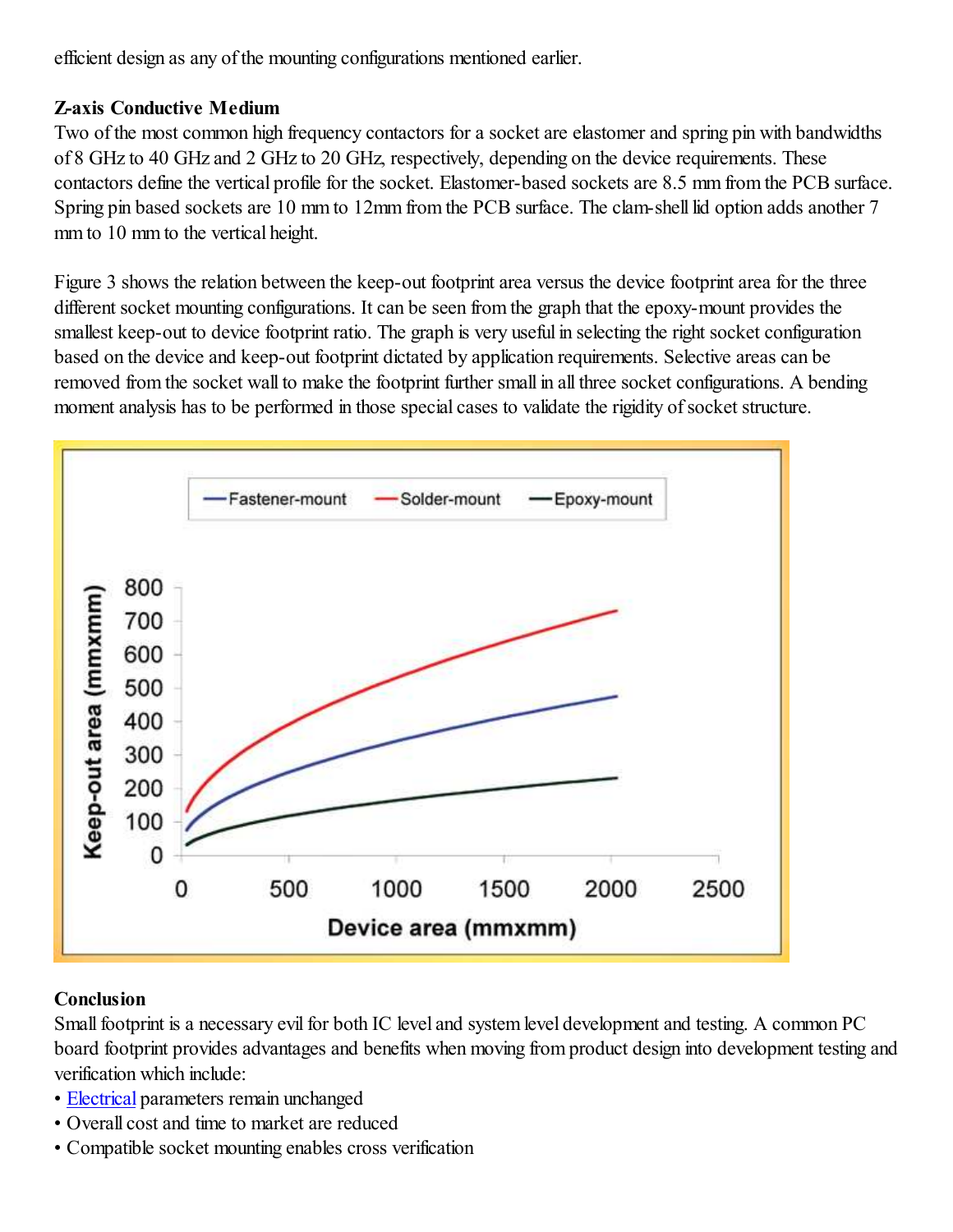efficient design as any of the mounting configurations mentioned earlier.

**Z-axis Conductive Medium**

Two of the most common high frequency contactors for a socket are elastomer and spring pin with bandwidths of 8 GHz to 40 GHz and 2 GHz to 20 GHz, respectively, depending on the device requirements. These contactors define the vertical profile for the socket. Elastomer-based sockets are 8.5 mm from the PCB surface. Spring pin based sockets are 10 mm to 12mm from the PCB surface. The clam-shell lid option adds another 7 mm to 10 mm to the vertical height.

Figure 3 shows the relation between the keep-out footprint area versus the device footprint area for the three different socket mounting configurations. It can be seen from the graph that the epoxy-mount provides the smallest keep-out to device footprint ratio. The graph is very useful in selecting the right socket configuration based on the device and keep-out footprint dictated by application requirements. Selective areas can be removed from the socket wall to make the footprint further small in all three socket configurations. A bending moment analysis has to be performed in those special cases to validate the rigidity of socket structure.

**Conclusion**

Small footprint is a necessary evil for both IC level and system level development and testing. A common PC board footprint provides advantages and benefits when moving from product design into development testing and verification which include:

- Electrical parameters remain unchanged
- Overall cost and time to market are reduced
- Compatible socket mounting enables cross verification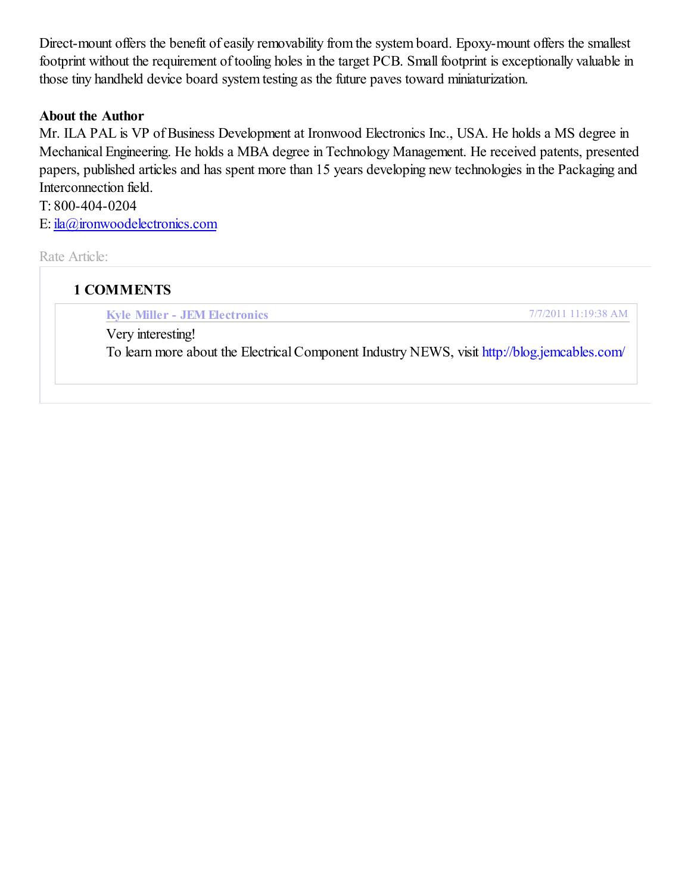Direct-mount offers the benefit of easily removability from the system board. Epoxy-mount offers the smallest footprint without the requirement of tooling holes in the target PCB. Small footprint is exceptionally valuable in those tiny handheld device board system testing as the future paves toward miniaturization.

**About the Author**

Mr. ILA PAL is VP of Business Development at Ironwood Electronics Inc., USA. He holds a MS degree in Mechanical Engineering. He holds a MBA degree in Technology Management. He received patents, presented papers, published articles and has spent more than 15 years developing new technologies in the Packaging and Interconnection field.

T: 800-404-0204

E: ila@ironwoodelectronics.com

Rate Article:

**1 COMMENTS**

**Kyle Miller - JEM Electronics** 7/7/2011 11:19:38 AM

Very interesting!

To learn more about the Electrical Component Industry NEWS, visit http://blog.jemcables.com/